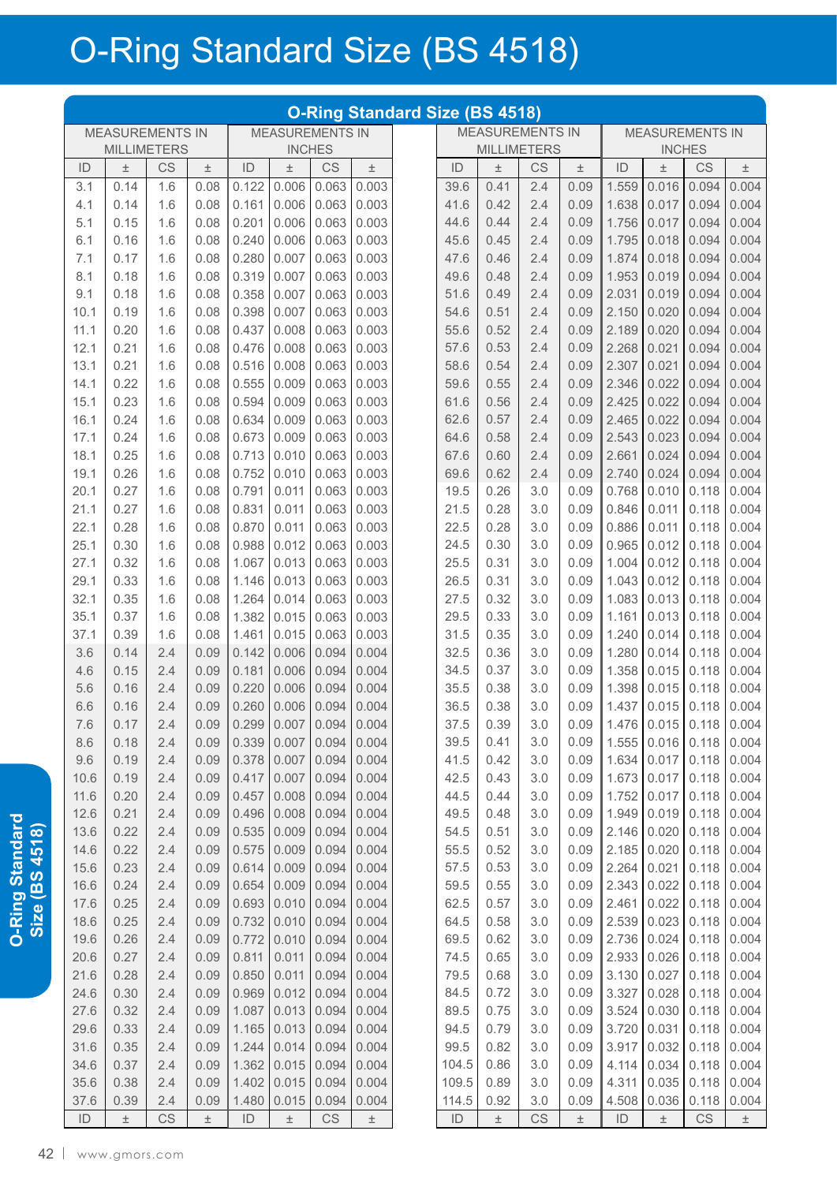# O-Ring Standard Size (BS 4518)

## O-Ring Standard Size (BS 4518)

| MEASUREMENTS IN MILLIMETERS | | | | MEASUREMENTS IN INCHES | | | |
|---|---|---|---|---|---|---|---|
| ID | ± | CS | ± | ID | ± | CS | ± |
| 3.1 | 0.14 | 1.6 | 0.08 | 0.122 | 0.006 | 0.063 | 0.003 |
| 4.1 | 0.14 | 1.6 | 0.08 | 0.161 | 0.006 | 0.063 | 0.003 |
| 5.1 | 0.15 | 1.6 | 0.08 | 0.201 | 0.006 | 0.063 | 0.003 |
| 6.1 | 0.16 | 1.6 | 0.08 | 0.240 | 0.006 | 0.063 | 0.003 |
| 7.1 | 0.17 | 1.6 | 0.08 | 0.280 | 0.007 | 0.063 | 0.003 |
| 8.1 | 0.18 | 1.6 | 0.08 | 0.319 | 0.007 | 0.063 | 0.003 |
| 9.1 | 0.18 | 1.6 | 0.08 | 0.358 | 0.007 | 0.063 | 0.003 |
| 10.1 | 0.19 | 1.6 | 0.08 | 0.398 | 0.007 | 0.063 | 0.003 |
| 11.1 | 0.20 | 1.6 | 0.08 | 0.437 | 0.008 | 0.063 | 0.003 |
| 12.1 | 0.21 | 1.6 | 0.08 | 0.476 | 0.008 | 0.063 | 0.003 |
| 13.1 | 0.21 | 1.6 | 0.08 | 0.516 | 0.008 | 0.063 | 0.003 |
| 14.1 | 0.22 | 1.6 | 0.08 | 0.555 | 0.009 | 0.063 | 0.003 |
| 15.1 | 0.23 | 1.6 | 0.08 | 0.594 | 0.009 | 0.063 | 0.003 |
| 16.1 | 0.24 | 1.6 | 0.08 | 0.634 | 0.009 | 0.063 | 0.003 |
| 17.1 | 0.24 | 1.6 | 0.08 | 0.673 | 0.009 | 0.063 | 0.003 |
| 18.1 | 0.25 | 1.6 | 0.08 | 0.713 | 0.010 | 0.063 | 0.003 |
| 19.1 | 0.26 | 1.6 | 0.08 | 0.752 | 0.010 | 0.063 | 0.003 |
| 20.1 | 0.27 | 1.6 | 0.08 | 0.791 | 0.011 | 0.063 | 0.003 |
| 21.1 | 0.27 | 1.6 | 0.08 | 0.831 | 0.011 | 0.063 | 0.003 |
| 22.1 | 0.28 | 1.6 | 0.08 | 0.870 | 0.011 | 0.063 | 0.003 |
| 25.1 | 0.30 | 1.6 | 0.08 | 0.988 | 0.012 | 0.063 | 0.003 |
| 27.1 | 0.32 | 1.6 | 0.08 | 1.067 | 0.013 | 0.063 | 0.003 |
| 29.1 | 0.33 | 1.6 | 0.08 | 1.146 | 0.013 | 0.063 | 0.003 |
| 32.1 | 0.35 | 1.6 | 0.08 | 1.264 | 0.014 | 0.063 | 0.003 |
| 35.1 | 0.37 | 1.6 | 0.08 | 1.382 | 0.015 | 0.063 | 0.003 |
| 37.1 | 0.39 | 1.6 | 0.08 | 1.461 | 0.015 | 0.063 | 0.003 |
| 3.6 | 0.14 | 2.4 | 0.09 | 0.142 | 0.006 | 0.094 | 0.004 |
| 4.6 | 0.15 | 2.4 | 0.09 | 0.181 | 0.006 | 0.094 | 0.004 |
| 5.6 | 0.16 | 2.4 | 0.09 | 0.220 | 0.006 | 0.094 | 0.004 |
| 6.6 | 0.16 | 2.4 | 0.09 | 0.260 | 0.006 | 0.094 | 0.004 |
| 7.6 | 0.17 | 2.4 | 0.09 | 0.299 | 0.007 | 0.094 | 0.004 |
| 8.6 | 0.18 | 2.4 | 0.09 | 0.339 | 0.007 | 0.094 | 0.004 |
| 9.6 | 0.19 | 2.4 | 0.09 | 0.378 | 0.007 | 0.094 | 0.004 |
| 10.6 | 0.19 | 2.4 | 0.09 | 0.417 | 0.007 | 0.094 | 0.004 |
| 11.6 | 0.20 | 2.4 | 0.09 | 0.457 | 0.008 | 0.094 | 0.004 |
| 12.6 | 0.21 | 2.4 | 0.09 | 0.496 | 0.008 | 0.094 | 0.004 |
| 13.6 | 0.22 | 2.4 | 0.09 | 0.535 | 0.009 | 0.094 | 0.004 |
| 14.6 | 0.22 | 2.4 | 0.09 | 0.575 | 0.009 | 0.094 | 0.004 |
| 15.6 | 0.23 | 2.4 | 0.09 | 0.614 | 0.009 | 0.094 | 0.004 |
| 16.6 | 0.24 | 2.4 | 0.09 | 0.654 | 0.009 | 0.094 | 0.004 |
| 17.6 | 0.25 | 2.4 | 0.09 | 0.693 | 0.010 | 0.094 | 0.004 |
| 18.6 | 0.25 | 2.4 | 0.09 | 0.732 | 0.010 | 0.094 | 0.004 |
| 19.6 | 0.26 | 2.4 | 0.09 | 0.772 | 0.010 | 0.094 | 0.004 |
| 20.6 | 0.27 | 2.4 | 0.09 | 0.811 | 0.011 | 0.094 | 0.004 |
| 21.6 | 0.28 | 2.4 | 0.09 | 0.850 | 0.011 | 0.094 | 0.004 |
| 24.6 | 0.30 | 2.4 | 0.09 | 0.969 | 0.012 | 0.094 | 0.004 |
| 27.6 | 0.32 | 2.4 | 0.09 | 1.087 | 0.013 | 0.094 | 0.004 |
| 29.6 | 0.33 | 2.4 | 0.09 | 1.165 | 0.013 | 0.094 | 0.004 |
| 31.6 | 0.35 | 2.4 | 0.09 | 1.244 | 0.014 | 0.094 | 0.004 |
| 34.6 | 0.37 | 2.4 | 0.09 | 1.362 | 0.015 | 0.094 | 0.004 |
| 35.6 | 0.38 | 2.4 | 0.09 | 1.402 | 0.015 | 0.094 | 0.004 |
| 37.6 | 0.39 | 2.4 | 0.09 | 1.480 | 0.015 | 0.094 | 0.004 |
| 39.6 | 0.41 | 2.4 | 0.09 | 1.559 | 0.016 | 0.094 | 0.004 |
| 41.6 | 0.42 | 2.4 | 0.09 | 1.638 | 0.017 | 0.094 | 0.004 |
| 44.6 | 0.44 | 2.4 | 0.09 | 1.756 | 0.017 | 0.094 | 0.004 |
| 45.6 | 0.45 | 2.4 | 0.09 | 1.795 | 0.018 | 0.094 | 0.004 |
| 47.6 | 0.46 | 2.4 | 0.09 | 1.874 | 0.018 | 0.094 | 0.004 |
| 49.6 | 0.48 | 2.4 | 0.09 | 1.953 | 0.019 | 0.094 | 0.004 |
| 51.6 | 0.49 | 2.4 | 0.09 | 2.031 | 0.019 | 0.094 | 0.004 |
| 54.6 | 0.51 | 2.4 | 0.09 | 2.150 | 0.020 | 0.094 | 0.004 |
| 55.6 | 0.52 | 2.4 | 0.09 | 2.189 | 0.020 | 0.094 | 0.004 |
| 57.6 | 0.53 | 2.4 | 0.09 | 2.268 | 0.021 | 0.094 | 0.004 |
| 58.6 | 0.54 | 2.4 | 0.09 | 2.307 | 0.021 | 0.094 | 0.004 |
| 59.6 | 0.55 | 2.4 | 0.09 | 2.346 | 0.022 | 0.094 | 0.004 |
| 61.6 | 0.56 | 2.4 | 0.09 | 2.425 | 0.022 | 0.094 | 0.004 |
| 62.6 | 0.57 | 2.4 | 0.09 | 2.465 | 0.022 | 0.094 | 0.004 |
| 64.6 | 0.58 | 2.4 | 0.09 | 2.543 | 0.023 | 0.094 | 0.004 |
| 67.6 | 0.60 | 2.4 | 0.09 | 2.661 | 0.024 | 0.094 | 0.004 |
| 69.6 | 0.62 | 2.4 | 0.09 | 2.740 | 0.024 | 0.094 | 0.004 |
| 19.5 | 0.26 | 3.0 | 0.09 | 0.768 | 0.010 | 0.118 | 0.004 |
| 21.5 | 0.28 | 3.0 | 0.09 | 0.846 | 0.011 | 0.118 | 0.004 |
| 22.5 | 0.28 | 3.0 | 0.09 | 0.886 | 0.011 | 0.118 | 0.004 |
| 24.5 | 0.30 | 3.0 | 0.09 | 0.965 | 0.012 | 0.118 | 0.004 |
| 25.5 | 0.31 | 3.0 | 0.09 | 1.004 | 0.012 | 0.118 | 0.004 |
| 26.5 | 0.31 | 3.0 | 0.09 | 1.043 | 0.012 | 0.118 | 0.004 |
| 27.5 | 0.32 | 3.0 | 0.09 | 1.083 | 0.013 | 0.118 | 0.004 |
| 29.5 | 0.33 | 3.0 | 0.09 | 1.161 | 0.013 | 0.118 | 0.004 |
| 31.5 | 0.35 | 3.0 | 0.09 | 1.240 | 0.014 | 0.118 | 0.004 |
| 32.5 | 0.36 | 3.0 | 0.09 | 1.280 | 0.014 | 0.118 | 0.004 |
| 34.5 | 0.37 | 3.0 | 0.09 | 1.358 | 0.015 | 0.118 | 0.004 |
| 35.5 | 0.38 | 3.0 | 0.09 | 1.398 | 0.015 | 0.118 | 0.004 |
| 36.5 | 0.38 | 3.0 | 0.09 | 1.437 | 0.015 | 0.118 | 0.004 |
| 37.5 | 0.39 | 3.0 | 0.09 | 1.476 | 0.015 | 0.118 | 0.004 |
| 39.5 | 0.41 | 3.0 | 0.09 | 1.555 | 0.016 | 0.118 | 0.004 |
| 41.5 | 0.42 | 3.0 | 0.09 | 1.634 | 0.017 | 0.118 | 0.004 |
| 42.5 | 0.43 | 3.0 | 0.09 | 1.673 | 0.017 | 0.118 | 0.004 |
| 44.5 | 0.44 | 3.0 | 0.09 | 1.752 | 0.017 | 0.118 | 0.004 |
| 49.5 | 0.48 | 3.0 | 0.09 | 1.949 | 0.019 | 0.118 | 0.004 |
| 54.5 | 0.51 | 3.0 | 0.09 | 2.146 | 0.020 | 0.118 | 0.004 |
| 55.5 | 0.52 | 3.0 | 0.09 | 2.185 | 0.020 | 0.118 | 0.004 |
| 57.5 | 0.53 | 3.0 | 0.09 | 2.264 | 0.021 | 0.118 | 0.004 |
| 59.5 | 0.55 | 3.0 | 0.09 | 2.343 | 0.022 | 0.118 | 0.004 |
| 62.5 | 0.57 | 3.0 | 0.09 | 2.461 | 0.022 | 0.118 | 0.004 |
| 64.5 | 0.58 | 3.0 | 0.09 | 2.539 | 0.023 | 0.118 | 0.004 |
| 69.5 | 0.62 | 3.0 | 0.09 | 2.736 | 0.024 | 0.118 | 0.004 |
| 74.5 | 0.65 | 3.0 | 0.09 | 2.933 | 0.026 | 0.118 | 0.004 |
| 79.5 | 0.68 | 3.0 | 0.09 | 3.130 | 0.027 | 0.118 | 0.004 |
| 84.5 | 0.72 | 3.0 | 0.09 | 3.327 | 0.028 | 0.118 | 0.004 |
| 89.5 | 0.75 | 3.0 | 0.09 | 3.524 | 0.030 | 0.118 | 0.004 |
| 94.5 | 0.79 | 3.0 | 0.09 | 3.720 | 0.031 | 0.118 | 0.004 |
| 99.5 | 0.82 | 3.0 | 0.09 | 3.917 | 0.032 | 0.118 | 0.004 |
| 104.5 | 0.86 | 3.0 | 0.09 | 4.114 | 0.034 | 0.118 | 0.004 |
| 109.5 | 0.89 | 3.0 | 0.09 | 4.311 | 0.035 | 0.118 | 0.004 |
| 114.5 | 0.92 | 3.0 | 0.09 | 4.508 | 0.036 | 0.118 | 0.004 |
| ID | ± | CS | ± | ID | ± | CS | ± |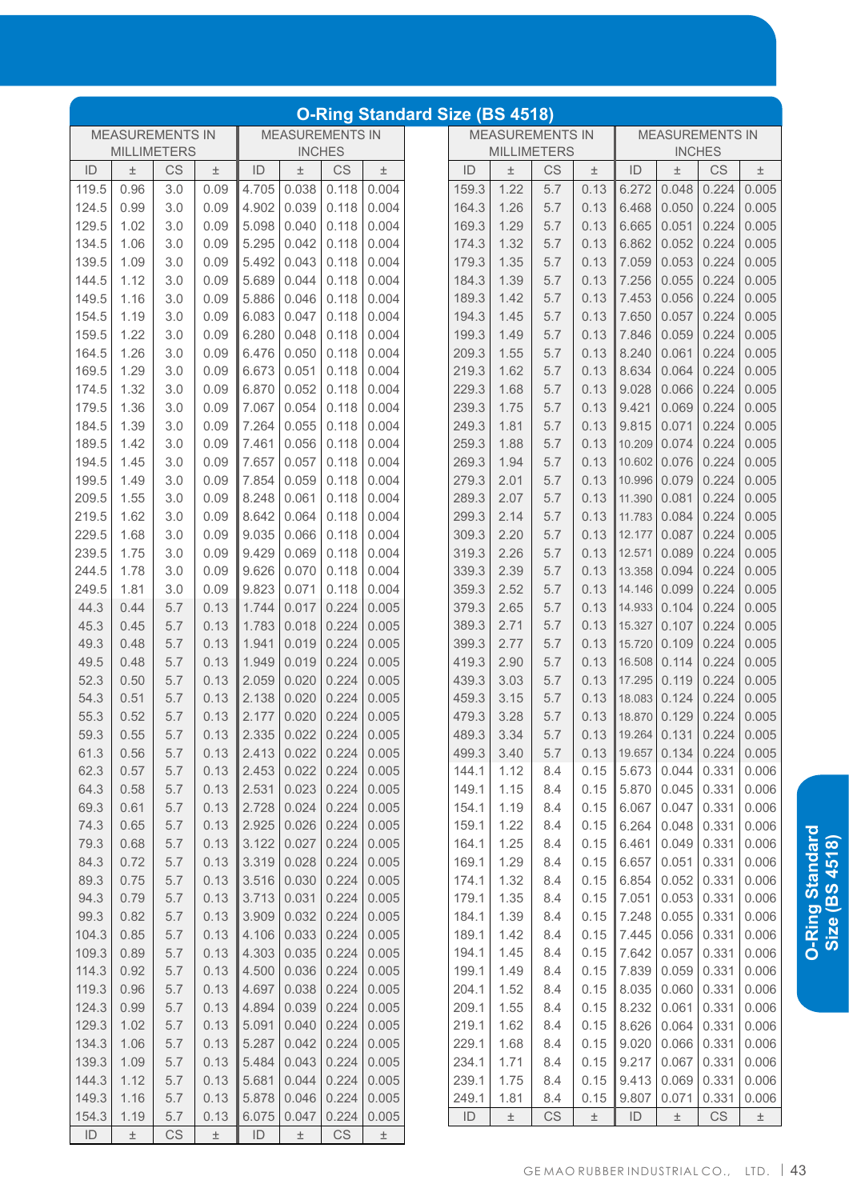## O-Ring Standard Size (BS 4518)

| MEASUREMENTS IN MILLIMETERS | | | | MEASUREMENTS IN INCHES | | | |
|---|---|---|---|---|---|---|---|
| ID | ± | CS | ± | ID | ± | CS | ± |
| 119.5 | 0.96 | 3.0 | 0.09 | 4.705 | 0.038 | 0.118 | 0.004 |
| 124.5 | 0.99 | 3.0 | 0.09 | 4.902 | 0.039 | 0.118 | 0.004 |
| 129.5 | 1.02 | 3.0 | 0.09 | 5.098 | 0.040 | 0.118 | 0.004 |
| 134.5 | 1.06 | 3.0 | 0.09 | 5.295 | 0.042 | 0.118 | 0.004 |
| 139.5 | 1.09 | 3.0 | 0.09 | 5.492 | 0.043 | 0.118 | 0.004 |
| 144.5 | 1.12 | 3.0 | 0.09 | 5.689 | 0.044 | 0.118 | 0.004 |
| 149.5 | 1.16 | 3.0 | 0.09 | 5.886 | 0.046 | 0.118 | 0.004 |
| 154.5 | 1.19 | 3.0 | 0.09 | 6.083 | 0.047 | 0.118 | 0.004 |
| 159.5 | 1.22 | 3.0 | 0.09 | 6.280 | 0.048 | 0.118 | 0.004 |
| 164.5 | 1.26 | 3.0 | 0.09 | 6.476 | 0.050 | 0.118 | 0.004 |
| 169.5 | 1.29 | 3.0 | 0.09 | 6.673 | 0.051 | 0.118 | 0.004 |
| 174.5 | 1.32 | 3.0 | 0.09 | 6.870 | 0.052 | 0.118 | 0.004 |
| 179.5 | 1.36 | 3.0 | 0.09 | 7.067 | 0.054 | 0.118 | 0.004 |
| 184.5 | 1.39 | 3.0 | 0.09 | 7.264 | 0.055 | 0.118 | 0.004 |
| 189.5 | 1.42 | 3.0 | 0.09 | 7.461 | 0.056 | 0.118 | 0.004 |
| 194.5 | 1.45 | 3.0 | 0.09 | 7.657 | 0.057 | 0.118 | 0.004 |
| 199.5 | 1.49 | 3.0 | 0.09 | 7.854 | 0.059 | 0.118 | 0.004 |
| 209.5 | 1.55 | 3.0 | 0.09 | 8.248 | 0.061 | 0.118 | 0.004 |
| 219.5 | 1.62 | 3.0 | 0.09 | 8.642 | 0.064 | 0.118 | 0.004 |
| 229.5 | 1.68 | 3.0 | 0.09 | 9.035 | 0.066 | 0.118 | 0.004 |
| 239.5 | 1.75 | 3.0 | 0.09 | 9.429 | 0.069 | 0.118 | 0.004 |
| 244.5 | 1.78 | 3.0 | 0.09 | 9.626 | 0.070 | 0.118 | 0.004 |
| 249.5 | 1.81 | 3.0 | 0.09 | 9.823 | 0.071 | 0.118 | 0.004 |
| 44.3 | 0.44 | 5.7 | 0.13 | 1.744 | 0.017 | 0.224 | 0.005 |
| 45.3 | 0.45 | 5.7 | 0.13 | 1.783 | 0.018 | 0.224 | 0.005 |
| 49.3 | 0.48 | 5.7 | 0.13 | 1.941 | 0.019 | 0.224 | 0.005 |
| 49.5 | 0.48 | 5.7 | 0.13 | 1.949 | 0.019 | 0.224 | 0.005 |
| 52.3 | 0.50 | 5.7 | 0.13 | 2.059 | 0.020 | 0.224 | 0.005 |
| 54.3 | 0.51 | 5.7 | 0.13 | 2.138 | 0.020 | 0.224 | 0.005 |
| 55.3 | 0.52 | 5.7 | 0.13 | 2.177 | 0.020 | 0.224 | 0.005 |
| 59.3 | 0.55 | 5.7 | 0.13 | 2.335 | 0.022 | 0.224 | 0.005 |
| 61.3 | 0.56 | 5.7 | 0.13 | 2.413 | 0.022 | 0.224 | 0.005 |
| 62.3 | 0.57 | 5.7 | 0.13 | 2.453 | 0.022 | 0.224 | 0.005 |
| 64.3 | 0.58 | 5.7 | 0.13 | 2.531 | 0.023 | 0.224 | 0.005 |
| 69.3 | 0.61 | 5.7 | 0.13 | 2.728 | 0.024 | 0.224 | 0.005 |
| 74.3 | 0.65 | 5.7 | 0.13 | 2.925 | 0.026 | 0.224 | 0.005 |
| 79.3 | 0.68 | 5.7 | 0.13 | 3.122 | 0.027 | 0.224 | 0.005 |
| 84.3 | 0.72 | 5.7 | 0.13 | 3.319 | 0.028 | 0.224 | 0.005 |
| 89.3 | 0.75 | 5.7 | 0.13 | 3.516 | 0.030 | 0.224 | 0.005 |
| 94.3 | 0.79 | 5.7 | 0.13 | 3.713 | 0.031 | 0.224 | 0.005 |
| 99.3 | 0.82 | 5.7 | 0.13 | 3.909 | 0.032 | 0.224 | 0.005 |
| 104.3 | 0.85 | 5.7 | 0.13 | 4.106 | 0.033 | 0.224 | 0.005 |
| 109.3 | 0.89 | 5.7 | 0.13 | 4.303 | 0.035 | 0.224 | 0.005 |
| 114.3 | 0.92 | 5.7 | 0.13 | 4.500 | 0.036 | 0.224 | 0.005 |
| 119.3 | 0.96 | 5.7 | 0.13 | 4.697 | 0.038 | 0.224 | 0.005 |
| 124.3 | 0.99 | 5.7 | 0.13 | 4.894 | 0.039 | 0.224 | 0.005 |
| 129.3 | 1.02 | 5.7 | 0.13 | 5.091 | 0.040 | 0.224 | 0.005 |
| 134.3 | 1.06 | 5.7 | 0.13 | 5.287 | 0.042 | 0.224 | 0.005 |
| 139.3 | 1.09 | 5.7 | 0.13 | 5.484 | 0.043 | 0.224 | 0.005 |
| 144.3 | 1.12 | 5.7 | 0.13 | 5.681 | 0.044 | 0.224 | 0.005 |
| 149.3 | 1.16 | 5.7 | 0.13 | 5.878 | 0.046 | 0.224 | 0.005 |
| 154.3 | 1.19 | 5.7 | 0.13 | 6.075 | 0.047 | 0.224 | 0.005 |
| 159.3 | 1.22 | 5.7 | 0.13 | 6.272 | 0.048 | 0.224 | 0.005 |
| 164.3 | 1.26 | 5.7 | 0.13 | 6.468 | 0.050 | 0.224 | 0.005 |
| 169.3 | 1.29 | 5.7 | 0.13 | 6.665 | 0.051 | 0.224 | 0.005 |
| 174.3 | 1.32 | 5.7 | 0.13 | 6.862 | 0.052 | 0.224 | 0.005 |
| 179.3 | 1.35 | 5.7 | 0.13 | 7.059 | 0.053 | 0.224 | 0.005 |
| 184.3 | 1.39 | 5.7 | 0.13 | 7.256 | 0.055 | 0.224 | 0.005 |
| 189.3 | 1.42 | 5.7 | 0.13 | 7.453 | 0.056 | 0.224 | 0.005 |
| 194.3 | 1.45 | 5.7 | 0.13 | 7.650 | 0.057 | 0.224 | 0.005 |
| 199.3 | 1.49 | 5.7 | 0.13 | 7.846 | 0.059 | 0.224 | 0.005 |
| 209.3 | 1.55 | 5.7 | 0.13 | 8.240 | 0.061 | 0.224 | 0.005 |
| 219.3 | 1.62 | 5.7 | 0.13 | 8.634 | 0.064 | 0.224 | 0.005 |
| 229.3 | 1.68 | 5.7 | 0.13 | 9.028 | 0.066 | 0.224 | 0.005 |
| 239.3 | 1.75 | 5.7 | 0.13 | 9.421 | 0.069 | 0.224 | 0.005 |
| 249.3 | 1.81 | 5.7 | 0.13 | 9.815 | 0.071 | 0.224 | 0.005 |
| 259.3 | 1.88 | 5.7 | 0.13 | 10.209 | 0.074 | 0.224 | 0.005 |
| 269.3 | 1.94 | 5.7 | 0.13 | 10.602 | 0.076 | 0.224 | 0.005 |
| 279.3 | 2.01 | 5.7 | 0.13 | 10.996 | 0.079 | 0.224 | 0.005 |
| 289.3 | 2.07 | 5.7 | 0.13 | 11.390 | 0.081 | 0.224 | 0.005 |
| 299.3 | 2.14 | 5.7 | 0.13 | 11.783 | 0.084 | 0.224 | 0.005 |
| 309.3 | 2.20 | 5.7 | 0.13 | 12.177 | 0.087 | 0.224 | 0.005 |
| 319.3 | 2.26 | 5.7 | 0.13 | 12.571 | 0.089 | 0.224 | 0.005 |
| 339.3 | 2.39 | 5.7 | 0.13 | 13.358 | 0.094 | 0.224 | 0.005 |
| 359.3 | 2.52 | 5.7 | 0.13 | 14.146 | 0.099 | 0.224 | 0.005 |
| 379.3 | 2.65 | 5.7 | 0.13 | 14.933 | 0.104 | 0.224 | 0.005 |
| 389.3 | 2.71 | 5.7 | 0.13 | 15.327 | 0.107 | 0.224 | 0.005 |
| 399.3 | 2.77 | 5.7 | 0.13 | 15.720 | 0.109 | 0.224 | 0.005 |
| 419.3 | 2.90 | 5.7 | 0.13 | 16.508 | 0.114 | 0.224 | 0.005 |
| 439.3 | 3.03 | 5.7 | 0.13 | 17.295 | 0.119 | 0.224 | 0.005 |
| 459.3 | 3.15 | 5.7 | 0.13 | 18.083 | 0.124 | 0.224 | 0.005 |
| 479.3 | 3.28 | 5.7 | 0.13 | 18.870 | 0.129 | 0.224 | 0.005 |
| 489.3 | 3.34 | 5.7 | 0.13 | 19.264 | 0.131 | 0.224 | 0.005 |
| 499.3 | 3.40 | 5.7 | 0.13 | 19.657 | 0.134 | 0.224 | 0.005 |
| 144.1 | 1.12 | 8.4 | 0.15 | 5.673 | 0.044 | 0.331 | 0.006 |
| 149.1 | 1.15 | 8.4 | 0.15 | 5.870 | 0.045 | 0.331 | 0.006 |
| 154.1 | 1.19 | 8.4 | 0.15 | 6.067 | 0.047 | 0.331 | 0.006 |
| 159.1 | 1.22 | 8.4 | 0.15 | 6.264 | 0.048 | 0.331 | 0.006 |
| 164.1 | 1.25 | 8.4 | 0.15 | 6.461 | 0.049 | 0.331 | 0.006 |
| 169.1 | 1.29 | 8.4 | 0.15 | 6.657 | 0.051 | 0.331 | 0.006 |
| 174.1 | 1.32 | 8.4 | 0.15 | 6.854 | 0.052 | 0.331 | 0.006 |
| 179.1 | 1.35 | 8.4 | 0.15 | 7.051 | 0.053 | 0.331 | 0.006 |
| 184.1 | 1.39 | 8.4 | 0.15 | 7.248 | 0.055 | 0.331 | 0.006 |
| 189.1 | 1.42 | 8.4 | 0.15 | 7.445 | 0.056 | 0.331 | 0.006 |
| 194.1 | 1.45 | 8.4 | 0.15 | 7.642 | 0.057 | 0.331 | 0.006 |
| 199.1 | 1.49 | 8.4 | 0.15 | 7.839 | 0.059 | 0.331 | 0.006 |
| 204.1 | 1.52 | 8.4 | 0.15 | 8.035 | 0.060 | 0.331 | 0.006 |
| 209.1 | 1.55 | 8.4 | 0.15 | 8.232 | 0.061 | 0.331 | 0.006 |
| 219.1 | 1.62 | 8.4 | 0.15 | 8.626 | 0.064 | 0.331 | 0.006 |
| 229.1 | 1.68 | 8.4 | 0.15 | 9.020 | 0.066 | 0.331 | 0.006 |
| 234.1 | 1.71 | 8.4 | 0.15 | 9.217 | 0.067 | 0.331 | 0.006 |
| 239.1 | 1.75 | 8.4 | 0.15 | 9.413 | 0.069 | 0.331 | 0.006 |
| 249.1 | 1.81 | 8.4 | 0.15 | 9.807 | 0.071 | 0.331 | 0.006 |
| ID | ± | CS | ± | ID | ± | CS | ± |